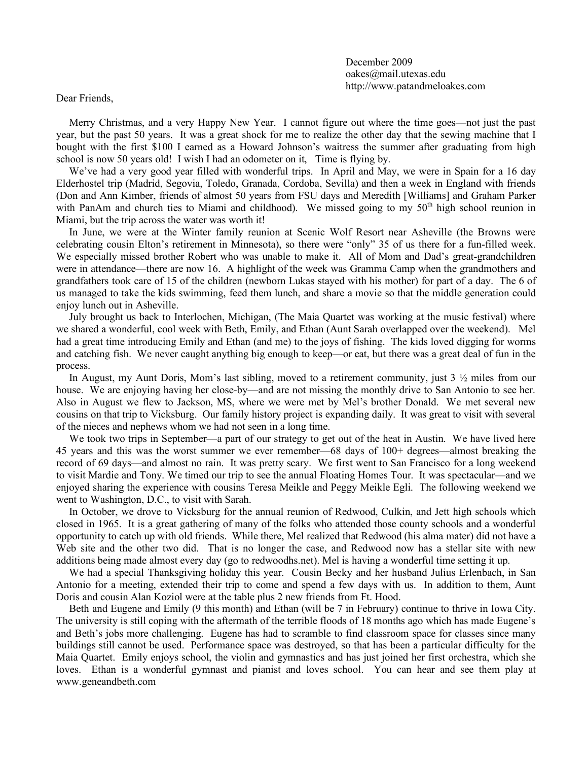December 2009
oakes@mail.utexas.edu
http://www.patandmeloakes.com

Dear Friends,

Merry Christmas, and a very Happy New Year. I cannot figure out where the time goes—not just the past year, but the past 50 years. It was a great shock for me to realize the other day that the sewing machine that I bought with the first $100 I earned as a Howard Johnson's waitress the summer after graduating from high school is now 50 years old! I wish I had an odometer on it, Time is flying by.

We've had a very good year filled with wonderful trips. In April and May, we were in Spain for a 16 day Elderhostel trip (Madrid, Segovia, Toledo, Granada, Cordoba, Sevilla) and then a week in England with friends (Don and Ann Kimber, friends of almost 50 years from FSU days and Meredith [Williams] and Graham Parker with PanAm and church ties to Miami and childhood). We missed going to my 50th high school reunion in Miami, but the trip across the water was worth it!

In June, we were at the Winter family reunion at Scenic Wolf Resort near Asheville (the Browns were celebrating cousin Elton's retirement in Minnesota), so there were "only" 35 of us there for a fun-filled week. We especially missed brother Robert who was unable to make it. All of Mom and Dad's great-grandchildren were in attendance—there are now 16. A highlight of the week was Gramma Camp when the grandmothers and grandfathers took care of 15 of the children (newborn Lukas stayed with his mother) for part of a day. The 6 of us managed to take the kids swimming, feed them lunch, and share a movie so that the middle generation could enjoy lunch out in Asheville.

July brought us back to Interlochen, Michigan, (The Maia Quartet was working at the music festival) where we shared a wonderful, cool week with Beth, Emily, and Ethan (Aunt Sarah overlapped over the weekend). Mel had a great time introducing Emily and Ethan (and me) to the joys of fishing. The kids loved digging for worms and catching fish. We never caught anything big enough to keep—or eat, but there was a great deal of fun in the process.

In August, my Aunt Doris, Mom's last sibling, moved to a retirement community, just 3 ½ miles from our house. We are enjoying having her close-by—and are not missing the monthly drive to San Antonio to see her. Also in August we flew to Jackson, MS, where we were met by Mel's brother Donald. We met several new cousins on that trip to Vicksburg. Our family history project is expanding daily. It was great to visit with several of the nieces and nephews whom we had not seen in a long time.

We took two trips in September—a part of our strategy to get out of the heat in Austin. We have lived here 45 years and this was the worst summer we ever remember—68 days of 100+ degrees—almost breaking the record of 69 days—and almost no rain. It was pretty scary. We first went to San Francisco for a long weekend to visit Mardie and Tony. We timed our trip to see the annual Floating Homes Tour. It was spectacular—and we enjoyed sharing the experience with cousins Teresa Meikle and Peggy Meikle Egli. The following weekend we went to Washington, D.C., to visit with Sarah.

In October, we drove to Vicksburg for the annual reunion of Redwood, Culkin, and Jett high schools which closed in 1965. It is a great gathering of many of the folks who attended those county schools and a wonderful opportunity to catch up with old friends. While there, Mel realized that Redwood (his alma mater) did not have a Web site and the other two did. That is no longer the case, and Redwood now has a stellar site with new additions being made almost every day (go to redwoodhs.net). Mel is having a wonderful time setting it up.

We had a special Thanksgiving holiday this year. Cousin Becky and her husband Julius Erlenbach, in San Antonio for a meeting, extended their trip to come and spend a few days with us. In addition to them, Aunt Doris and cousin Alan Koziol were at the table plus 2 new friends from Ft. Hood.

Beth and Eugene and Emily (9 this month) and Ethan (will be 7 in February) continue to thrive in Iowa City. The university is still coping with the aftermath of the terrible floods of 18 months ago which has made Eugene's and Beth's jobs more challenging. Eugene has had to scramble to find classroom space for classes since many buildings still cannot be used. Performance space was destroyed, so that has been a particular difficulty for the Maia Quartet. Emily enjoys school, the violin and gymnastics and has just joined her first orchestra, which she loves. Ethan is a wonderful gymnast and pianist and loves school. You can hear and see them play at www.geneandbeth.com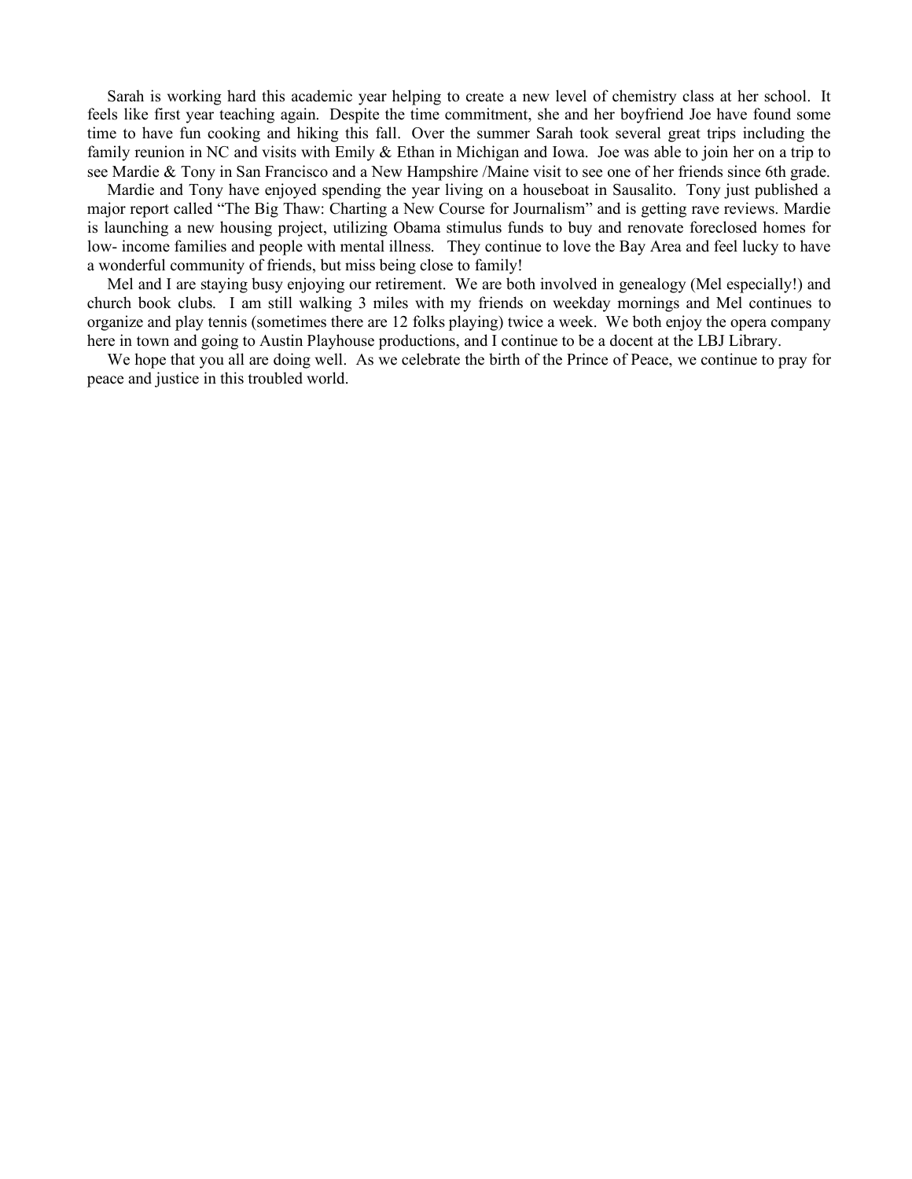Sarah is working hard this academic year helping to create a new level of chemistry class at her school. It feels like first year teaching again. Despite the time commitment, she and her boyfriend Joe have found some time to have fun cooking and hiking this fall. Over the summer Sarah took several great trips including the family reunion in NC and visits with Emily & Ethan in Michigan and Iowa. Joe was able to join her on a trip to see Mardie & Tony in San Francisco and a New Hampshire /Maine visit to see one of her friends since 6th grade.

Mardie and Tony have enjoyed spending the year living on a houseboat in Sausalito. Tony just published a major report called "The Big Thaw: Charting a New Course for Journalism" and is getting rave reviews. Mardie is launching a new housing project, utilizing Obama stimulus funds to buy and renovate foreclosed homes for low- income families and people with mental illness. They continue to love the Bay Area and feel lucky to have a wonderful community of friends, but miss being close to family!

Mel and I are staying busy enjoying our retirement. We are both involved in genealogy (Mel especially!) and church book clubs. I am still walking 3 miles with my friends on weekday mornings and Mel continues to organize and play tennis (sometimes there are 12 folks playing) twice a week. We both enjoy the opera company here in town and going to Austin Playhouse productions, and I continue to be a docent at the LBJ Library.

We hope that you all are doing well. As we celebrate the birth of the Prince of Peace, we continue to pray for peace and justice in this troubled world.